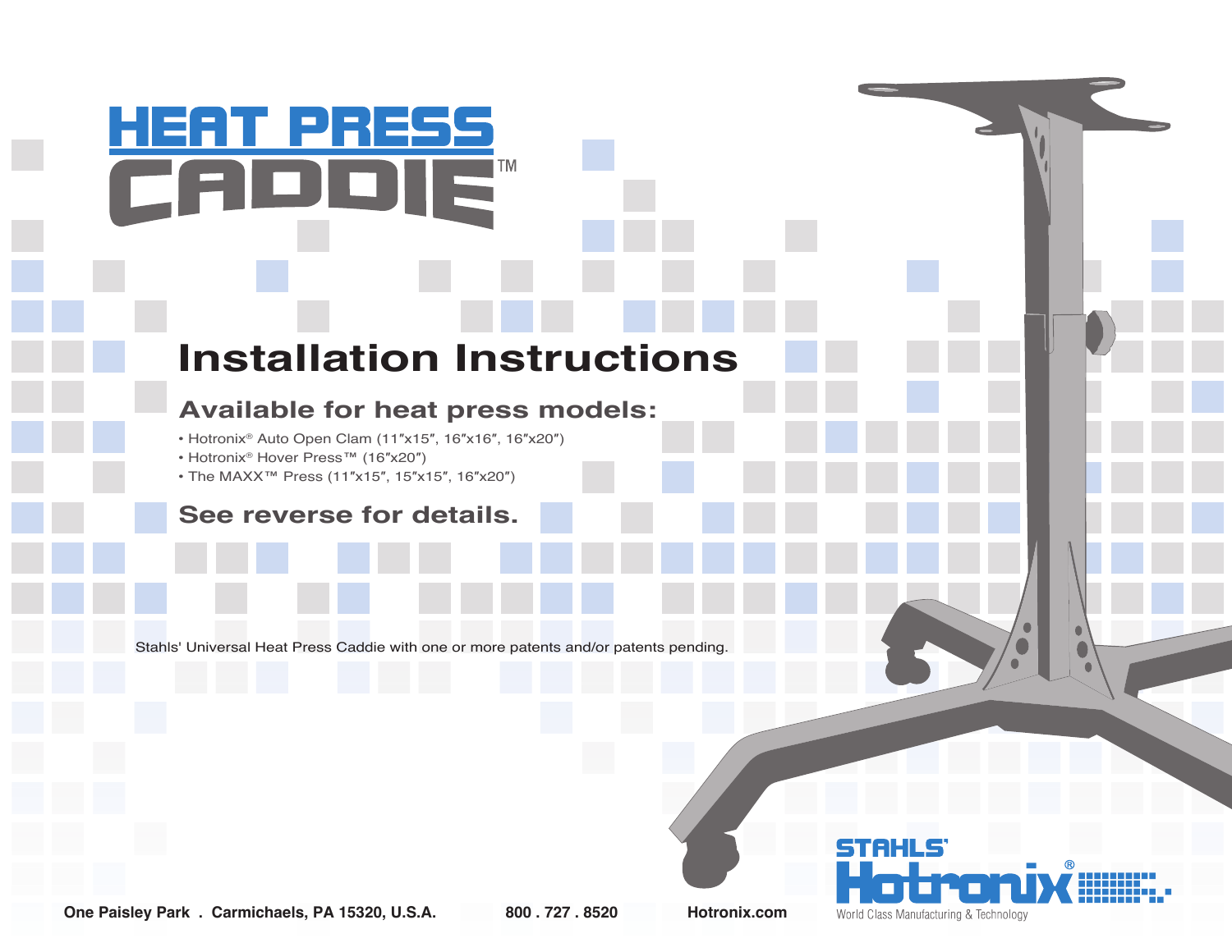# HEAT PRESS CADDIE™

## Installation Instructions

### Available for heat press models:

- Hotronix® Auto Open Clam (11″x15″, 16″x16″, 16″x20″)
- Hotronix® Hover Press™ (16″x20″)
- The MAXX™ Press (11″x15″, 15″x15″, 16″x20″)

### See reverse for details.

Stahls' Universal Heat Press Caddie with one or more patents and/or patents pending.

One Paisley Park . Carmichaels, PA 15320, U.S.A. 800 . 727 . 8520 Hotronix.com

STAHLS' Hotronix® World Class Manufacturing & Technology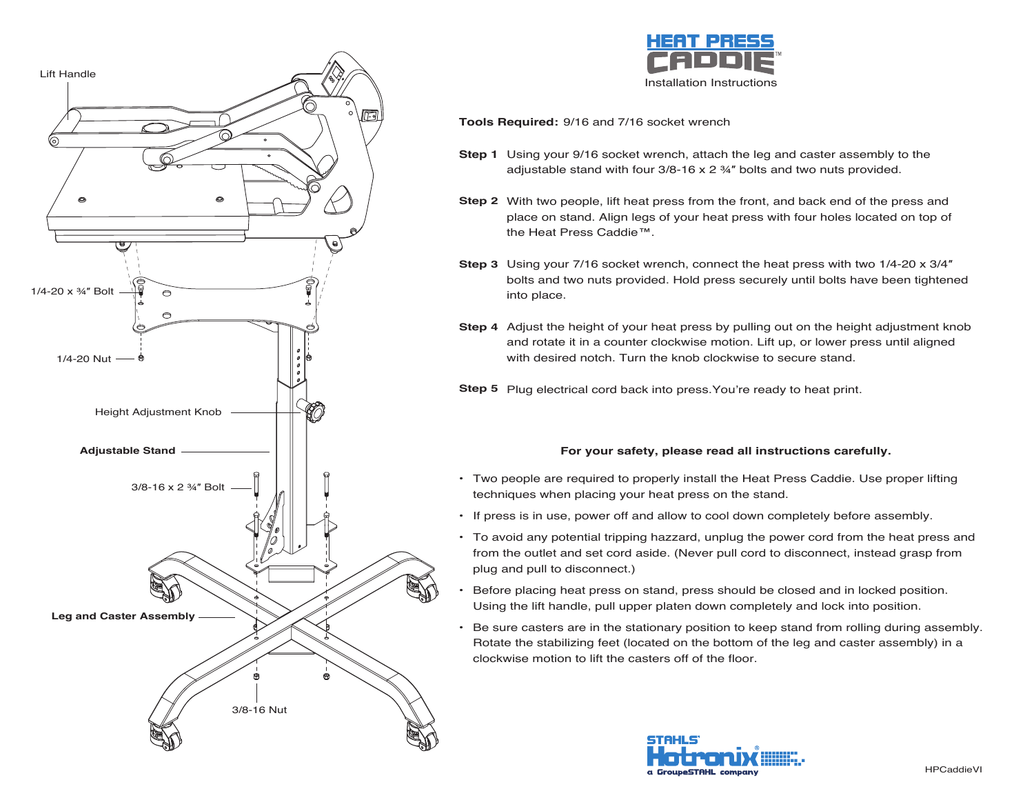# HEAT PRESS CADDIE™

Installation Instructions

Lift Handle

1/4-20 x ¾″ Bolt

1/4-20 Nut

Height Adjustment Knob

**Adjustable Stand**

3/8-16 x 2 ¾″ Bolt

**Leg and Caster Assembly**

3/8-16 Nut

**Tools Required:** 9/16 and 7/16 socket wrench

**Step 1** Using your 9/16 socket wrench, attach the leg and caster assembly to the adjustable stand with four 3/8-16 x 2 ¾″ bolts and two nuts provided.

**Step 2** With two people, lift heat press from the front, and back end of the press and place on stand. Align legs of your heat press with four holes located on top of the Heat Press Caddie™.

**Step 3** Using your 7/16 socket wrench, connect the heat press with two 1/4-20 x 3/4″ bolts and two nuts provided. Hold press securely until bolts have been tightened into place.

**Step 4** Adjust the height of your heat press by pulling out on the height adjustment knob and rotate it in a counter clockwise motion. Lift up, or lower press until aligned with desired notch. Turn the knob clockwise to secure stand.

**Step 5** Plug electrical cord back into press.You're ready to heat print.

**For your safety, please read all instructions carefully.**

- Two people are required to properly install the Heat Press Caddie. Use proper lifting techniques when placing your heat press on the stand.
- If press is in use, power off and allow to cool down completely before assembly.
- To avoid any potential tripping hazzard, unplug the power cord from the heat press and from the outlet and set cord aside. (Never pull cord to disconnect, instead grasp from plug and pull to disconnect.)
- Before placing heat press on stand, press should be closed and in locked position. Using the lift handle, pull upper platen down completely and lock into position.
- Be sure casters are in the stationary position to keep stand from rolling during assembly. Rotate the stabilizing feet (located on the bottom of the leg and caster assembly) in a clockwise motion to lift the casters off of the floor.

STAHLS' Hotronix® a GroupeSTAHL company

HPCaddieVI